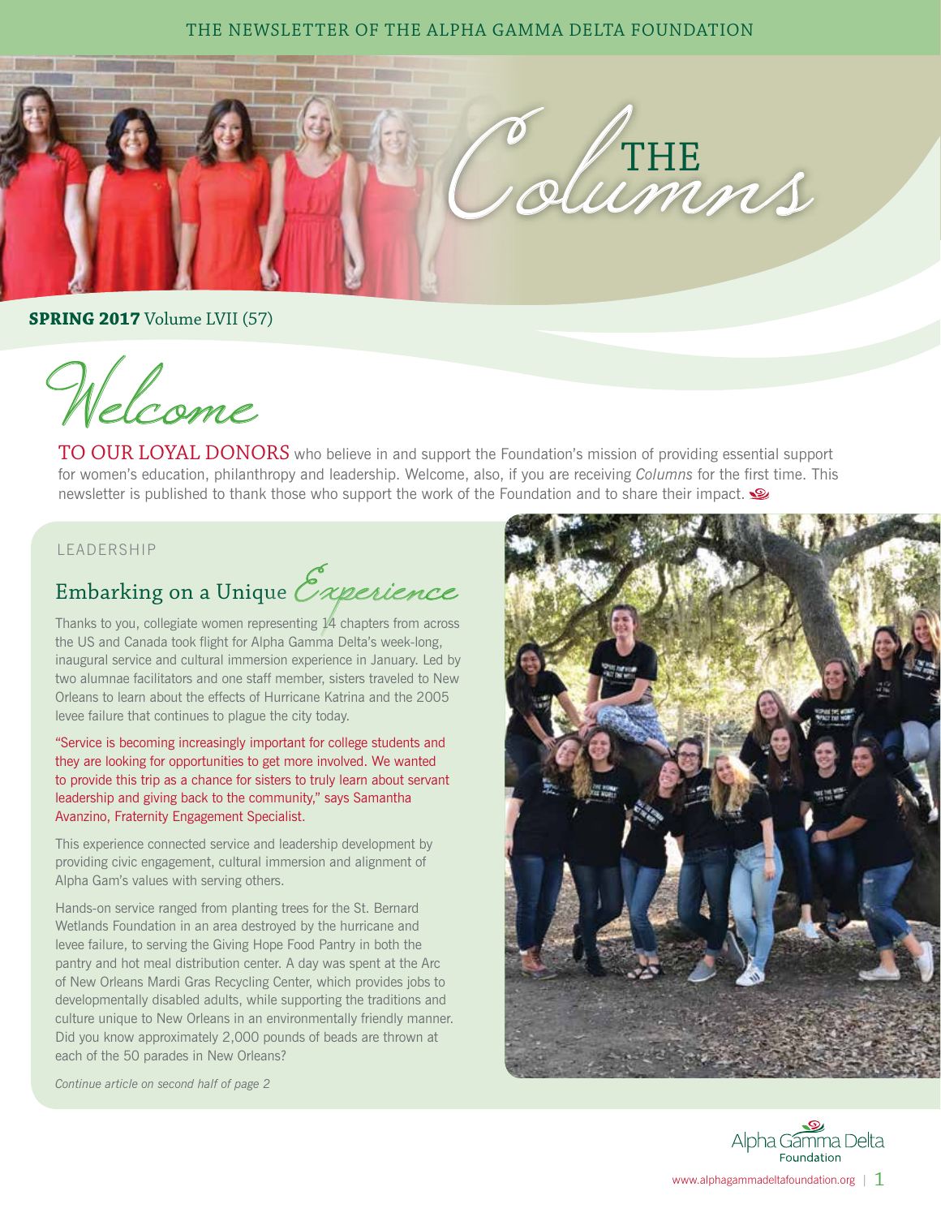THE NEWSLETTER OF THE ALPHA GAMMA DELTA FOUNDATION

# THE Columns

**SPRING 2017** Volume LVII (57)

## Welcome

TO OUR LOYAL DONORS who believe in and support the Foundation's mission of providing essential support for women's education, philanthropy and leadership. Welcome, also, if you are receiving *Columns* for the first time. This newsletter is published to thank those who support the work of the Foundation and to share their impact.

LEADERSHIP

## Embarking on a Unique Experience

Thanks to you, collegiate women representing 14 chapters from across the US and Canada took flight for Alpha Gamma Delta's week-long, inaugural service and cultural immersion experience in January. Led by two alumnae facilitators and one staff member, sisters traveled to New Orleans to learn about the effects of Hurricane Katrina and the 2005 levee failure that continues to plague the city today.

"Service is becoming increasingly important for college students and they are looking for opportunities to get more involved. We wanted to provide this trip as a chance for sisters to truly learn about servant leadership and giving back to the community," says Samantha Avanzino, Fraternity Engagement Specialist.

This experience connected service and leadership development by providing civic engagement, cultural immersion and alignment of Alpha Gam's values with serving others.

Hands-on service ranged from planting trees for the St. Bernard Wetlands Foundation in an area destroyed by the hurricane and levee failure, to serving the Giving Hope Food Pantry in both the pantry and hot meal distribution center. A day was spent at the Arc of New Orleans Mardi Gras Recycling Center, which provides jobs to developmentally disabled adults, while supporting the traditions and culture unique to New Orleans in an environmentally friendly manner. Did you know approximately 2,000 pounds of beads are thrown at each of the 50 parades in New Orleans?

*Continue article on second half of page 2*

Alpha Gamma Delta Foundation

www.alphagammadeltafoundation.org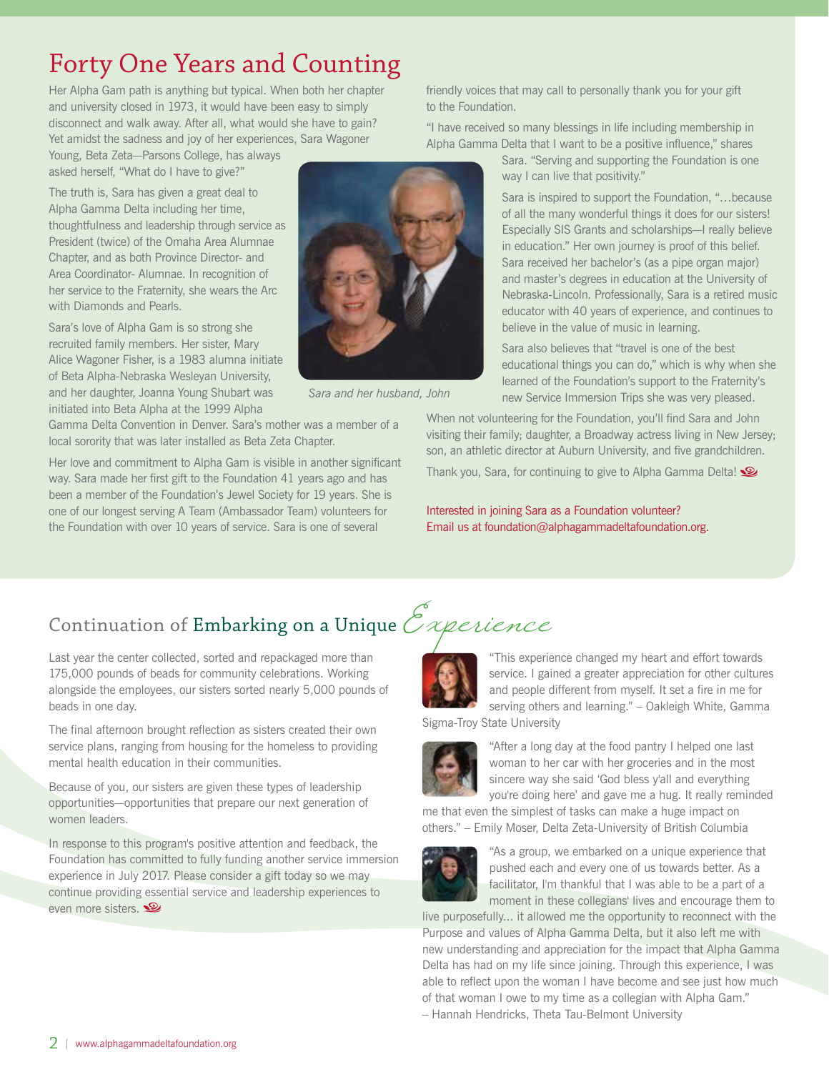# Forty One Years and Counting

Her Alpha Gam path is anything but typical. When both her chapter and university closed in 1973, it would have been easy to simply disconnect and walk away. After all, what would she have to gain? Yet amidst the sadness and joy of her experiences, Sara Wagoner Young, Beta Zeta—Parsons College, has always asked herself, "What do I have to give?"

The truth is, Sara has given a great deal to Alpha Gamma Delta including her time, thoughtfulness and leadership through service as President (twice) of the Omaha Area Alumnae Chapter, and as both Province Director- and Area Coordinator- Alumnae. In recognition of her service to the Fraternity, she wears the Arc with Diamonds and Pearls.

Sara's love of Alpha Gam is so strong she recruited family members. Her sister, Mary Alice Wagoner Fisher, is a 1983 alumna initiate of Beta Alpha-Nebraska Wesleyan University, and her daughter, Joanna Young Shubart was initiated into Beta Alpha at the 1999 Alpha Gamma Delta Convention in Denver. Sara's mother was a member of a local sorority that was later installed as Beta Zeta Chapter.

Her love and commitment to Alpha Gam is visible in another significant way. Sara made her first gift to the Foundation 41 years ago and has been a member of the Foundation's Jewel Society for 19 years. She is one of our longest serving A Team (Ambassador Team) volunteers for the Foundation with over 10 years of service. Sara is one of several friendly voices that may call to personally thank you for your gift to the Foundation.

*Sara and her husband, John*

"I have received so many blessings in life including membership in Alpha Gamma Delta that I want to be a positive influence," shares Sara. "Serving and supporting the Foundation is one way I can live that positivity."

Sara is inspired to support the Foundation, "…because of all the many wonderful things it does for our sisters! Especially SIS Grants and scholarships—I really believe in education." Her own journey is proof of this belief. Sara received her bachelor's (as a pipe organ major) and master's degrees in education at the University of Nebraska-Lincoln. Professionally, Sara is a retired music educator with 40 years of experience, and continues to believe in the value of music in learning.

Sara also believes that "travel is one of the best educational things you can do," which is why when she learned of the Foundation's support to the Fraternity's new Service Immersion Trips she was very pleased.

When not volunteering for the Foundation, you'll find Sara and John visiting their family; daughter, a Broadway actress living in New Jersey; son, an athletic director at Auburn University, and five grandchildren.

Thank you, Sara, for continuing to give to Alpha Gamma Delta!

Interested in joining Sara as a Foundation volunteer? Email us at foundation@alphagammadeltafoundation.org.

## Continuation of Embarking on a Unique *Experience*

Last year the center collected, sorted and repackaged more than 175,000 pounds of beads for community celebrations. Working alongside the employees, our sisters sorted nearly 5,000 pounds of beads in one day.

The final afternoon brought reflection as sisters created their own service plans, ranging from housing for the homeless to providing mental health education in their communities.

Because of you, our sisters are given these types of leadership opportunities—opportunities that prepare our next generation of women leaders.

In response to this program's positive attention and feedback, the Foundation has committed to fully funding another service immersion experience in July 2017. Please consider a gift today so we may continue providing essential service and leadership experiences to even more sisters.

"This experience changed my heart and effort towards service. I gained a greater appreciation for other cultures and people different from myself. It set a fire in me for serving others and learning." – Oakleigh White, Gamma Sigma-Troy State University

"After a long day at the food pantry I helped one last woman to her car with her groceries and in the most sincere way she said 'God bless y'all and everything you're doing here' and gave me a hug. It really reminded me that even the simplest of tasks can make a huge impact on others." – Emily Moser, Delta Zeta-University of British Columbia

"As a group, we embarked on a unique experience that pushed each and every one of us towards better. As a facilitator, I'm thankful that I was able to be a part of a moment in these collegians' lives and encourage them to live purposefully... it allowed me the opportunity to reconnect with the Purpose and values of Alpha Gamma Delta, but it also left me with new understanding and appreciation for the impact that Alpha Gamma Delta has had on my life since joining. Through this experience, I was able to reflect upon the woman I have become and see just how much of that woman I owe to my time as a collegian with Alpha Gam." – Hannah Hendricks, Theta Tau-Belmont University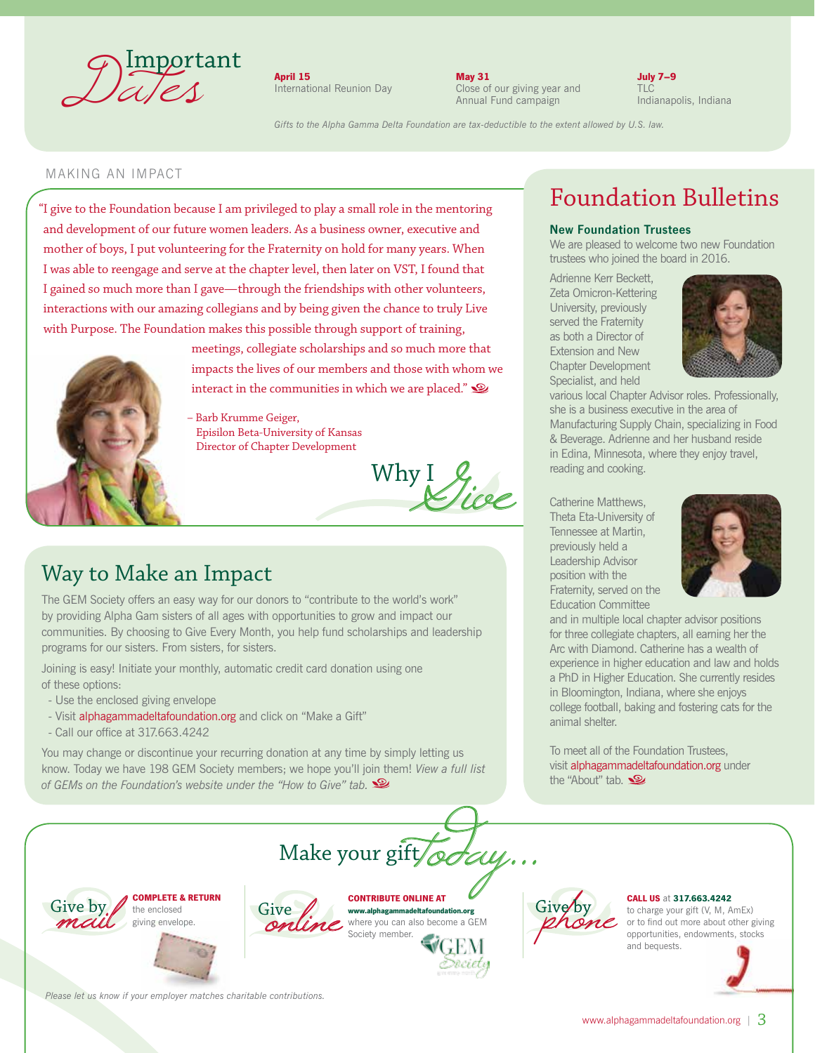## Important Dates

**April 15**
International Reunion Day

**May 31**
Close of our giving year and Annual Fund campaign

**July 7–9**
TLC
Indianapolis, Indiana

*Gifts to the Alpha Gamma Delta Foundation are tax-deductible to the extent allowed by U.S. law.*

MAKING AN IMPACT

## Why I Give

"I give to the Foundation because I am privileged to play a small role in the mentoring and development of our future women leaders. As a business owner, executive and mother of boys, I put volunteering for the Fraternity on hold for many years. When I was able to reengage and serve at the chapter level, then later on VST, I found that I gained so much more than I gave—through the friendships with other volunteers, interactions with our amazing collegians and by being given the chance to truly Live with Purpose. The Foundation makes this possible through support of training, meetings, collegiate scholarships and so much more that impacts the lives of our members and those with whom we interact in the communities in which we are placed."

– Barb Krumme Geiger,
Episilon Beta-University of Kansas
Director of Chapter Development

## Way to Make an Impact

The GEM Society offers an easy way for our donors to "contribute to the world's work" by providing Alpha Gam sisters of all ages with opportunities to grow and impact our communities. By choosing to Give Every Month, you help fund scholarships and leadership programs for our sisters. From sisters, for sisters.

Joining is easy! Initiate your monthly, automatic credit card donation using one of these options:

- Use the enclosed giving envelope
- Visit alphagammadeltafoundation.org and click on "Make a Gift"
- Call our office at 317.663.4242

You may change or discontinue your recurring donation at any time by simply letting us know. Today we have 198 GEM Society members; we hope you'll join them! *View a full list of GEMs on the Foundation's website under the "How to Give" tab.*

## Foundation Bulletins

### New Foundation Trustees

We are pleased to welcome two new Foundation trustees who joined the board in 2016.

Adrienne Kerr Beckett, Zeta Omicron-Kettering University, previously served the Fraternity as both a Director of Extension and New Chapter Development Specialist, and held various local Chapter Advisor roles. Professionally, she is a business executive in the area of Manufacturing Supply Chain, specializing in Food & Beverage. Adrienne and her husband reside in Edina, Minnesota, where they enjoy travel, reading and cooking.

Catherine Matthews, Theta Eta-University of Tennessee at Martin, previously held a Leadership Advisor position with the Fraternity, served on the Education Committee and in multiple local chapter advisor positions for three collegiate chapters, all earning her the Arc with Diamond. Catherine has a wealth of experience in higher education and law and holds a PhD in Higher Education. She currently resides in Bloomington, Indiana, where she enjoys college football, baking and fostering cats for the animal shelter.

To meet all of the Foundation Trustees, visit alphagammadeltafoundation.org under the "About" tab.

## Make your gift today...

**Give by mail** — **COMPLETE & RETURN** the enclosed giving envelope.

**Give online** — **CONTRIBUTE ONLINE AT** **www.alphagammadeltafoundation.org** where you can also become a GEM Society member.

**Give by phone** — **CALL US** at **317.663.4242** to charge your gift (V, M, AmEx) or to find out more about other giving opportunities, endowments, stocks and bequests.

*Please let us know if your employer matches charitable contributions.*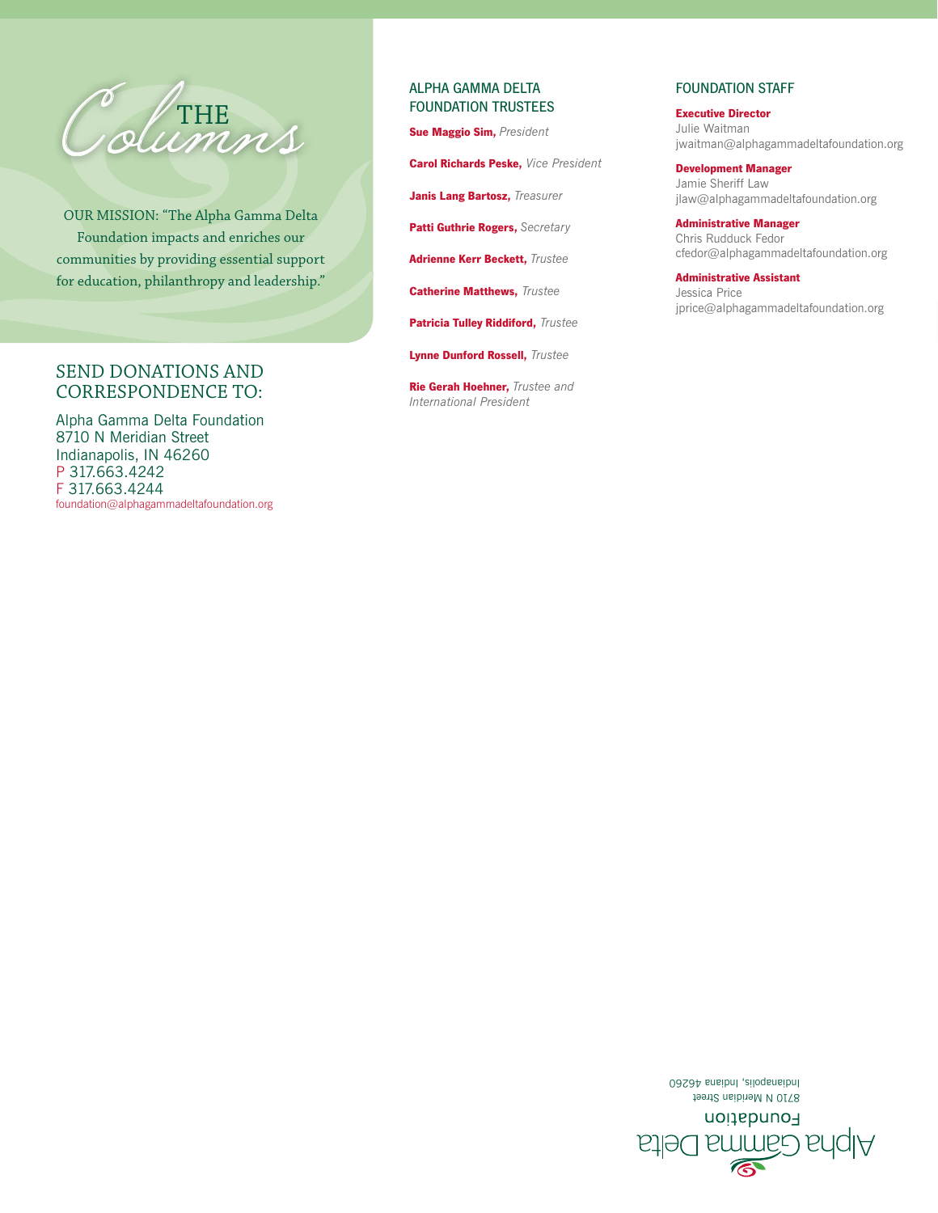# THE Columns

OUR MISSION: "The Alpha Gamma Delta Foundation impacts and enriches our communities by providing essential support for education, philanthropy and leadership."

## SEND DONATIONS AND CORRESPONDENCE TO:

Alpha Gamma Delta Foundation
8710 N Meridian Street
Indianapolis, IN 46260
P 317.663.4242
F 317.663.4244
foundation@alphagammadeltafoundation.org

## ALPHA GAMMA DELTA FOUNDATION TRUSTEES

**Sue Maggio Sim,** *President*

**Carol Richards Peske,** *Vice President*

**Janis Lang Bartosz,** *Treasurer*

**Patti Guthrie Rogers,** *Secretary*

**Adrienne Kerr Beckett,** *Trustee*

**Catherine Matthews,** *Trustee*

**Patricia Tulley Riddiford,** *Trustee*

**Lynne Dunford Rossell,** *Trustee*

**Rie Gerah Hoehner,** *Trustee and International President*

## FOUNDATION STAFF

**Executive Director**
Julie Waitman
jwaitman@alphagammadeltafoundation.org

**Development Manager**
Jamie Sheriff Law
jlaw@alphagammadeltafoundation.org

**Administrative Manager**
Chris Rudduck Fedor
cfedor@alphagammadeltafoundation.org

**Administrative Assistant**
Jessica Price
jprice@alphagammadeltafoundation.org

Alpha Gamma Delta
Foundation
8710 N Meridian Street
Indianapolis, Indiana 46260